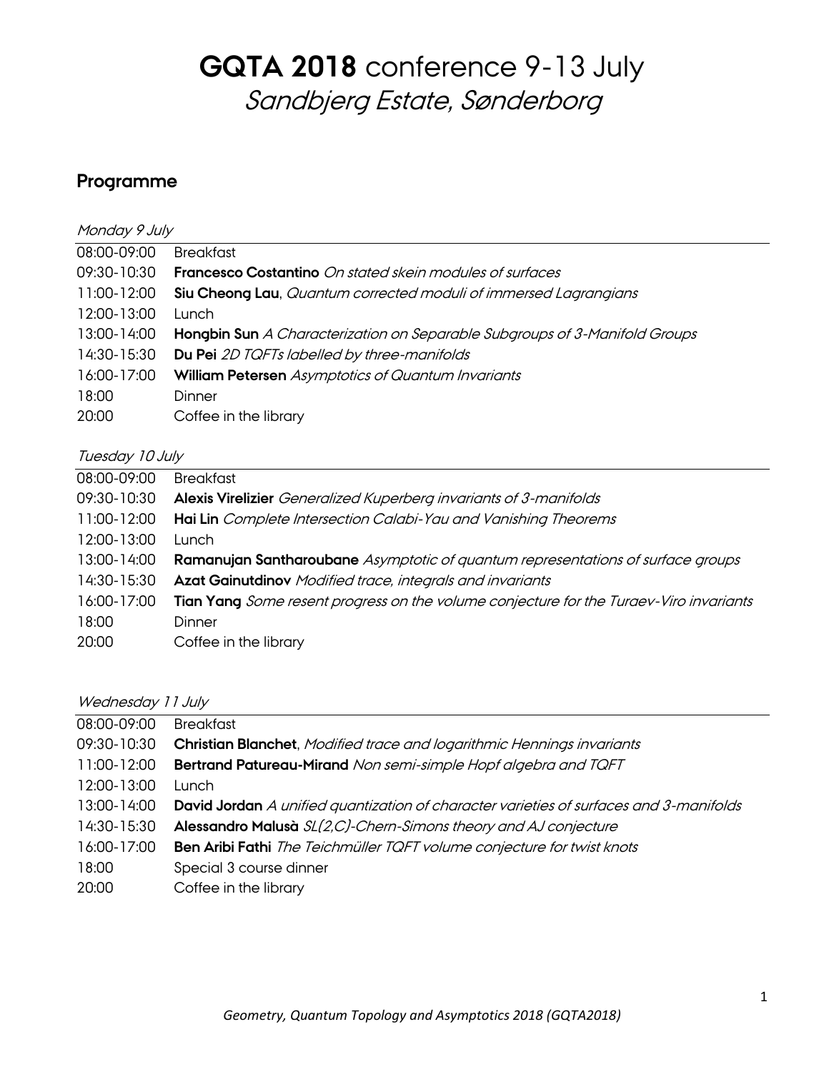# **GQTA 2018** conference 9-13 July
## *Sandbjerg Estate, Sønderborg*

## Programme

*Monday 9 July*

| | |
|---|---|
| 08:00-09:00 | Breakfast |
| 09:30-10:30 | **Francesco Costantino** *On stated skein modules of surfaces* |
| 11:00-12:00 | **Siu Cheong Lau**, *Quantum corrected moduli of immersed Lagrangians* |
| 12:00-13:00 | Lunch |
| 13:00-14:00 | **Hongbin Sun** *A Characterization on Separable Subgroups of 3-Manifold Groups* |
| 14:30-15:30 | **Du Pei** *2D TQFTs labelled by three-manifolds* |
| 16:00-17:00 | **William Petersen** *Asymptotics of Quantum Invariants* |
| 18:00 | Dinner |
| 20:00 | Coffee in the library |

*Tuesday 10 July*

| | |
|---|---|
| 08:00-09:00 | Breakfast |
| 09:30-10:30 | **Alexis Virelizier** *Generalized Kuperberg invariants of 3-manifolds* |
| 11:00-12:00 | **Hai Lin** *Complete Intersection Calabi-Yau and Vanishing Theorems* |
| 12:00-13:00 | Lunch |
| 13:00-14:00 | **Ramanujan Santharoubane** *Asymptotic of quantum representations of surface groups* |
| 14:30-15:30 | **Azat Gainutdinov** *Modified trace, integrals and invariants* |
| 16:00-17:00 | **Tian Yang** *Some resent progress on the volume conjecture for the Turaev-Viro invariants* |
| 18:00 | Dinner |
| 20:00 | Coffee in the library |

*Wednesday 11 July*

| | |
|---|---|
| 08:00-09:00 | Breakfast |
| 09:30-10:30 | **Christian Blanchet**, *Modified trace and logarithmic Hennings invariants* |
| 11:00-12:00 | **Bertrand Patureau-Mirand** *Non semi-simple Hopf algebra and TQFT* |
| 12:00-13:00 | Lunch |
| 13:00-14:00 | **David Jordan** *A unified quantization of character varieties of surfaces and 3-manifolds* |
| 14:30-15:30 | **Alessandro Malusà** *SL(2,C)-Chern-Simons theory and AJ conjecture* |
| 16:00-17:00 | **Ben Aribi Fathi** *The Teichmüller TQFT volume conjecture for twist knots* |
| 18:00 | Special 3 course dinner |
| 20:00 | Coffee in the library |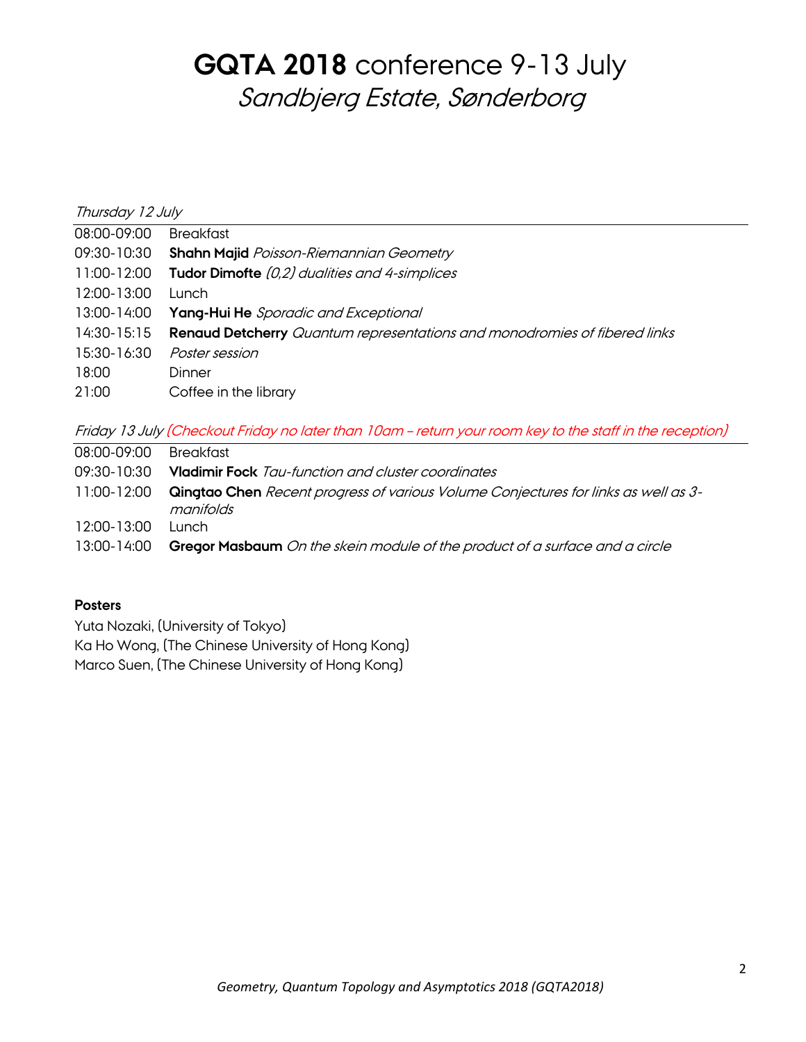# **GQTA 2018** conference 9-13 July

## *Sandbjerg Estate, Sønderborg*

*Thursday 12 July*

| | |
|---|---|
| 08:00-09:00 | Breakfast |
| 09:30-10:30 | **Shahn Majid** *Poisson-Riemannian Geometry* |
| 11:00-12:00 | **Tudor Dimofte** *(0,2) dualities and 4-simplices* |
| 12:00-13:00 | Lunch |
| 13:00-14:00 | **Yang-Hui He** *Sporadic and Exceptional* |
| 14:30-15:15 | **Renaud Detcherry** *Quantum representations and monodromies of fibered links* |
| 15:30-16:30 | *Poster session* |
| 18:00 | Dinner |
| 21:00 | Coffee in the library |

*Friday 13 July (Checkout Friday no later than 10am – return your room key to the staff in the reception)*

| | |
|---|---|
| 08:00-09:00 | Breakfast |
| 09:30-10:30 | **Vladimir Fock** *Tau-function and cluster coordinates* |
| 11:00-12:00 | **Qingtao Chen** *Recent progress of various Volume Conjectures for links as well as 3-manifolds* |
| 12:00-13:00 | Lunch |
| 13:00-14:00 | **Gregor Masbaum** *On the skein module of the product of a surface and a circle* |

**Posters**

Yuta Nozaki, (University of Tokyo)
Ka Ho Wong, (The Chinese University of Hong Kong)
Marco Suen, (The Chinese University of Hong Kong)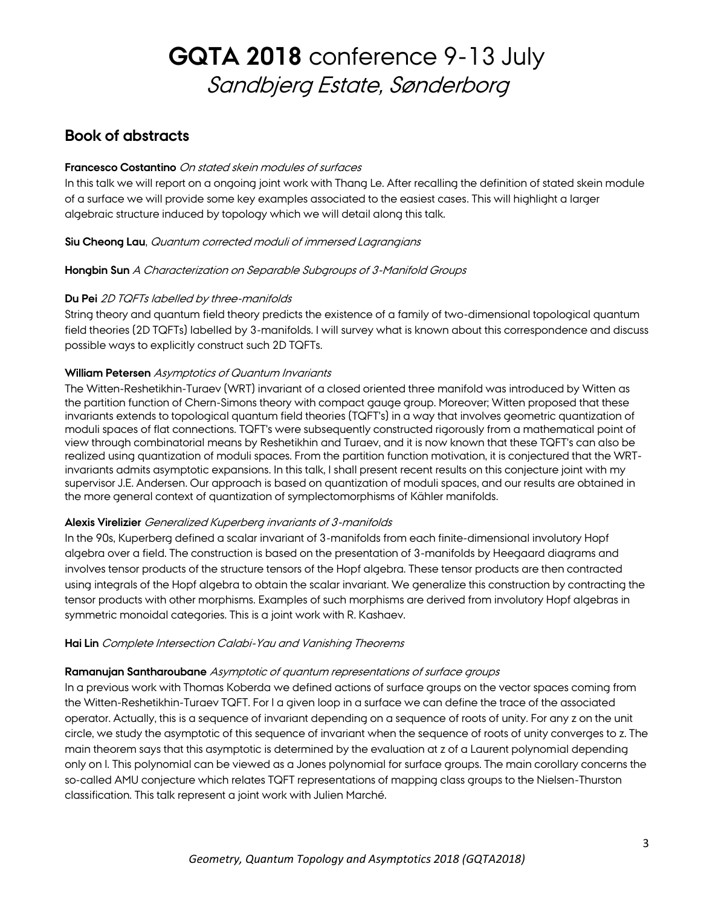# **GQTA 2018** conference 9-13 July
## *Sandbjerg Estate, Sønderborg*

## Book of abstracts

**Francesco Costantino** *On stated skein modules of surfaces*
In this talk we will report on a ongoing joint work with Thang Le. After recalling the definition of stated skein module of a surface we will provide some key examples associated to the easiest cases. This will highlight a larger algebraic structure induced by topology which we will detail along this talk.

**Siu Cheong Lau**, *Quantum corrected moduli of immersed Lagrangians*

**Hongbin Sun** *A Characterization on Separable Subgroups of 3-Manifold Groups*

**Du Pei** *2D TQFTs labelled by three-manifolds*
String theory and quantum field theory predicts the existence of a family of two-dimensional topological quantum field theories (2D TQFTs) labelled by 3-manifolds. I will survey what is known about this correspondence and discuss possible ways to explicitly construct such 2D TQFTs.

**William Petersen** *Asymptotics of Quantum Invariants*
The Witten-Reshetikhin-Turaev (WRT) invariant of a closed oriented three manifold was introduced by Witten as the partition function of Chern-Simons theory with compact gauge group. Moreover; Witten proposed that these invariants extends to topological quantum field theories (TQFT's) in a way that involves geometric quantization of moduli spaces of flat connections. TQFT's were subsequently constructed rigorously from a mathematical point of view through combinatorial means by Reshetikhin and Turaev, and it is now known that these TQFT's can also be realized using quantization of moduli spaces. From the partition function motivation, it is conjectured that the WRT-invariants admits asymptotic expansions. In this talk, I shall present recent results on this conjecture joint with my supervisor J.E. Andersen. Our approach is based on quantization of moduli spaces, and our results are obtained in the more general context of quantization of symplectomorphisms of Kähler manifolds.

**Alexis Virelizier** *Generalized Kuperberg invariants of 3-manifolds*
In the 90s, Kuperberg defined a scalar invariant of 3-manifolds from each finite-dimensional involutory Hopf algebra over a field. The construction is based on the presentation of 3-manifolds by Heegaard diagrams and involves tensor products of the structure tensors of the Hopf algebra. These tensor products are then contracted using integrals of the Hopf algebra to obtain the scalar invariant. We generalize this construction by contracting the tensor products with other morphisms. Examples of such morphisms are derived from involutory Hopf algebras in symmetric monoidal categories. This is a joint work with R. Kashaev.

**Hai Lin** *Complete Intersection Calabi-Yau and Vanishing Theorems*

**Ramanujan Santharoubane** *Asymptotic of quantum representations of surface groups*
In a previous work with Thomas Koberda we defined actions of surface groups on the vector spaces coming from the Witten-Reshetikhin-Turaev TQFT. For l a given loop in a surface we can define the trace of the associated operator. Actually, this is a sequence of invariant depending on a sequence of roots of unity. For any z on the unit circle, we study the asymptotic of this sequence of invariant when the sequence of roots of unity converges to z. The main theorem says that this asymptotic is determined by the evaluation at z of a Laurent polynomial depending only on l. This polynomial can be viewed as a Jones polynomial for surface groups. The main corollary concerns the so-called AMU conjecture which relates TQFT representations of mapping class groups to the Nielsen-Thurston classification. This talk represent a joint work with Julien Marché.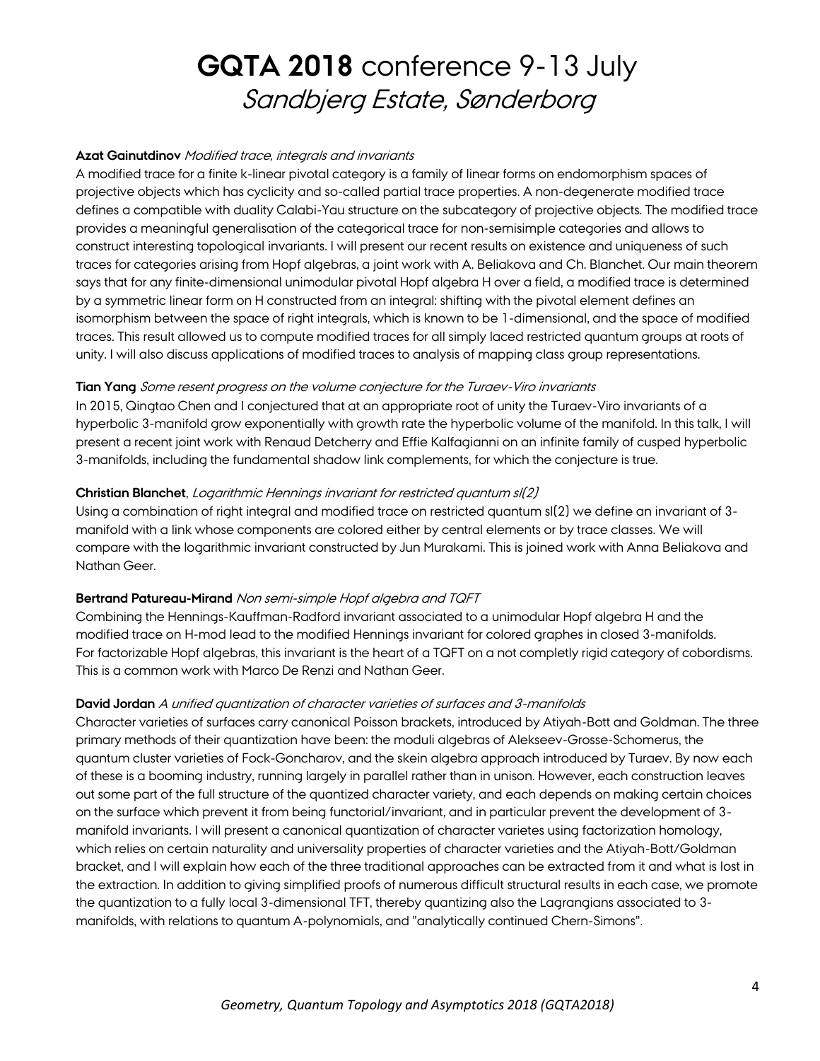# **GQTA 2018** conference 9-13 July
## *Sandbjerg Estate, Sønderborg*

**Azat Gainutdinov** *Modified trace, integrals and invariants*
A modified trace for a finite k-linear pivotal category is a family of linear forms on endomorphism spaces of projective objects which has cyclicity and so-called partial trace properties. A non-degenerate modified trace defines a compatible with duality Calabi-Yau structure on the subcategory of projective objects. The modified trace provides a meaningful generalisation of the categorical trace for non-semisimple categories and allows to construct interesting topological invariants. I will present our recent results on existence and uniqueness of such traces for categories arising from Hopf algebras, a joint work with A. Beliakova and Ch. Blanchet. Our main theorem says that for any finite-dimensional unimodular pivotal Hopf algebra H over a field, a modified trace is determined by a symmetric linear form on H constructed from an integral: shifting with the pivotal element defines an isomorphism between the space of right integrals, which is known to be 1-dimensional, and the space of modified traces. This result allowed us to compute modified traces for all simply laced restricted quantum groups at roots of unity. I will also discuss applications of modified traces to analysis of mapping class group representations.

**Tian Yang** *Some resent progress on the volume conjecture for the Turaev-Viro invariants*
In 2015, Qingtao Chen and I conjectured that at an appropriate root of unity the Turaev-Viro invariants of a hyperbolic 3-manifold grow exponentially with growth rate the hyperbolic volume of the manifold. In this talk, I will present a recent joint work with Renaud Detcherry and Effie Kalfagianni on an infinite family of cusped hyperbolic 3-manifolds, including the fundamental shadow link complements, for which the conjecture is true.

**Christian Blanchet**, *Logarithmic Hennings invariant for restricted quantum sl(2)*
Using a combination of right integral and modified trace on restricted quantum sl(2) we define an invariant of 3-manifold with a link whose components are colored either by central elements or by trace classes. We will compare with the logarithmic invariant constructed by Jun Murakami. This is joined work with Anna Beliakova and Nathan Geer.

**Bertrand Patureau-Mirand** *Non semi-simple Hopf algebra and TQFT*
Combining the Hennings-Kauffman-Radford invariant associated to a unimodular Hopf algebra H and the modified trace on H-mod lead to the modified Hennings invariant for colored graphes in closed 3-manifolds. For factorizable Hopf algebras, this invariant is the heart of a TQFT on a not completly rigid category of cobordisms. This is a common work with Marco De Renzi and Nathan Geer.

**David Jordan** *A unified quantization of character varieties of surfaces and 3-manifolds*
Character varieties of surfaces carry canonical Poisson brackets, introduced by Atiyah-Bott and Goldman. The three primary methods of their quantization have been: the moduli algebras of Alekseev-Grosse-Schomerus, the quantum cluster varieties of Fock-Goncharov, and the skein algebra approach introduced by Turaev. By now each of these is a booming industry, running largely in parallel rather than in unison. However, each construction leaves out some part of the full structure of the quantized character variety, and each depends on making certain choices on the surface which prevent it from being functorial/invariant, and in particular prevent the development of 3-manifold invariants. I will present a canonical quantization of character varietes using factorization homology, which relies on certain naturality and universality properties of character varieties and the Atiyah-Bott/Goldman bracket, and I will explain how each of the three traditional approaches can be extracted from it and what is lost in the extraction. In addition to giving simplified proofs of numerous difficult structural results in each case, we promote the quantization to a fully local 3-dimensional TFT, thereby quantizing also the Lagrangians associated to 3-manifolds, with relations to quantum A-polynomials, and "analytically continued Chern-Simons".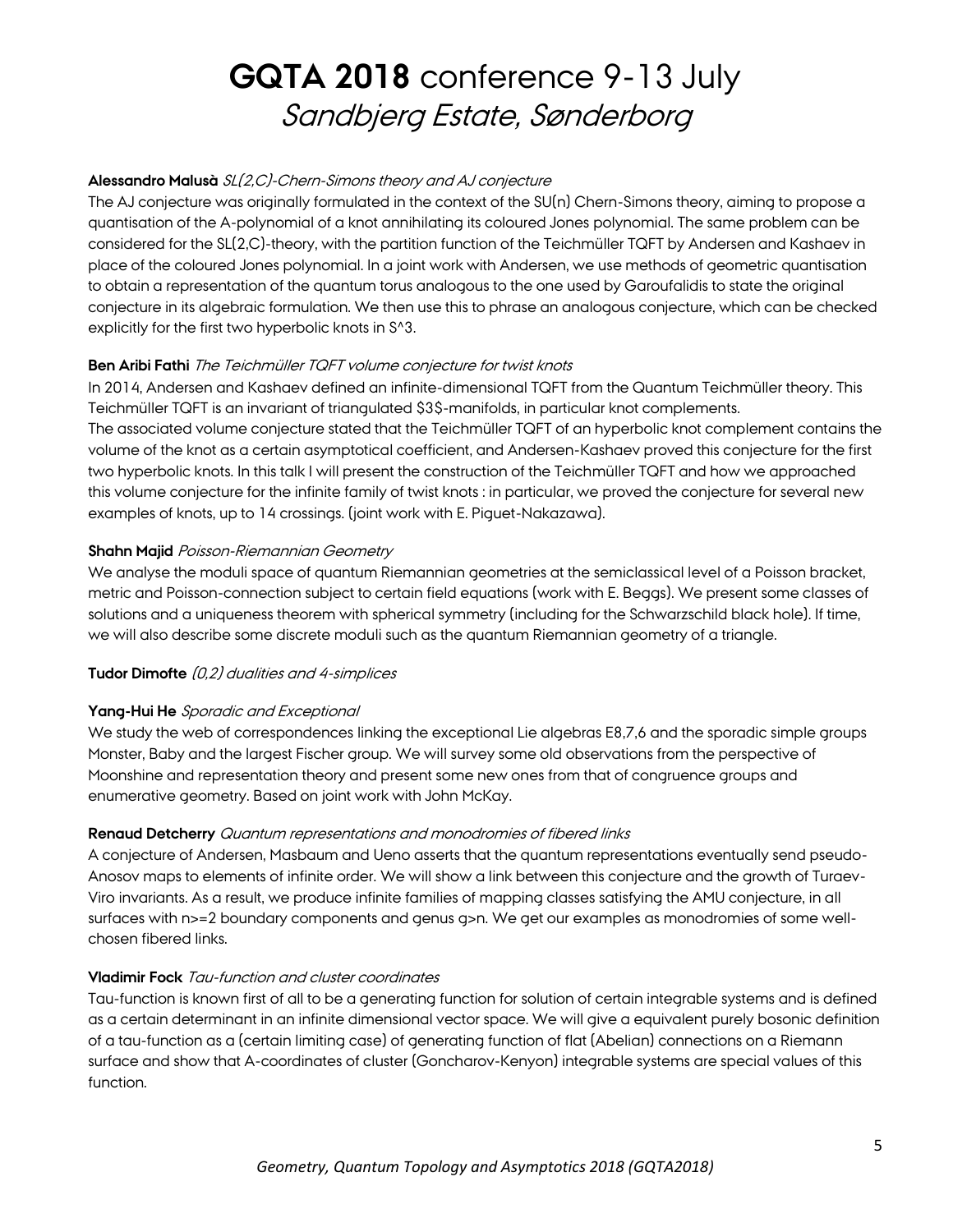# **GQTA 2018** conference 9-13 July
## *Sandbjerg Estate, Sønderborg*

**Alessandro Malusà** *SL(2,C)-Chern-Simons theory and AJ conjecture*

The AJ conjecture was originally formulated in the context of the SU(n) Chern-Simons theory, aiming to propose a quantisation of the A-polynomial of a knot annihilating its coloured Jones polynomial. The same problem can be considered for the SL(2,C)-theory, with the partition function of the Teichmüller TQFT by Andersen and Kashaev in place of the coloured Jones polynomial. In a joint work with Andersen, we use methods of geometric quantisation to obtain a representation of the quantum torus analogous to the one used by Garoufalidis to state the original conjecture in its algebraic formulation. We then use this to phrase an analogous conjecture, which can be checked explicitly for the first two hyperbolic knots in S^3.

**Ben Aribi Fathi** *The Teichmüller TQFT volume conjecture for twist knots*

In 2014, Andersen and Kashaev defined an infinite-dimensional TQFT from the Quantum Teichmüller theory. This Teichmüller TQFT is an invariant of triangulated $3$-manifolds, in particular knot complements.
The associated volume conjecture stated that the Teichmüller TQFT of an hyperbolic knot complement contains the volume of the knot as a certain asymptotical coefficient, and Andersen-Kashaev proved this conjecture for the first two hyperbolic knots. In this talk I will present the construction of the Teichmüller TQFT and how we approached this volume conjecture for the infinite family of twist knots : in particular, we proved the conjecture for several new examples of knots, up to 14 crossings. (joint work with E. Piguet-Nakazawa).

**Shahn Majid** *Poisson-Riemannian Geometry*

We analyse the moduli space of quantum Riemannian geometries at the semiclassical level of a Poisson bracket, metric and Poisson-connection subject to certain field equations (work with E. Beggs). We present some classes of solutions and a uniqueness theorem with spherical symmetry (including for the Schwarzschild black hole). If time, we will also describe some discrete moduli such as the quantum Riemannian geometry of a triangle.

**Tudor Dimofte** *(0,2) dualities and 4-simplices*

**Yang-Hui He** *Sporadic and Exceptional*

We study the web of correspondences linking the exceptional Lie algebras E8,7,6 and the sporadic simple groups Monster, Baby and the largest Fischer group. We will survey some old observations from the perspective of Moonshine and representation theory and present some new ones from that of congruence groups and enumerative geometry. Based on joint work with John McKay.

**Renaud Detcherry** *Quantum representations and monodromies of fibered links*

A conjecture of Andersen, Masbaum and Ueno asserts that the quantum representations eventually send pseudo-Anosov maps to elements of infinite order. We will show a link between this conjecture and the growth of Turaev-Viro invariants. As a result, we produce infinite families of mapping classes satisfying the AMU conjecture, in all surfaces with n>=2 boundary components and genus g>n. We get our examples as monodromies of some well-chosen fibered links.

**Vladimir Fock** *Tau-function and cluster coordinates*

Tau-function is known first of all to be a generating function for solution of certain integrable systems and is defined as a certain determinant in an infinite dimensional vector space. We will give a equivalent purely bosonic definition of a tau-function as a (certain limiting case) of generating function of flat (Abelian) connections on a Riemann surface and show that A-coordinates of cluster (Goncharov-Kenyon) integrable systems are special values of this function.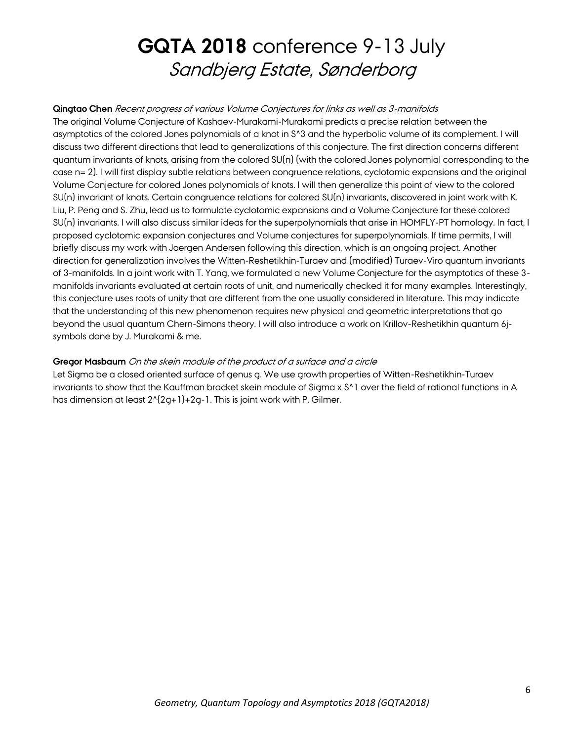**Qingtao Chen** *Recent progress of various Volume Conjectures for links as well as 3-manifolds*

The original Volume Conjecture of Kashaev-Murakami-Murakami predicts a precise relation between the asymptotics of the colored Jones polynomials of a knot in $S^3$ and the hyperbolic volume of its complement. I will discuss two different directions that lead to generalizations of this conjecture. The first direction concerns different quantum invariants of knots, arising from the colored SU(n) (with the colored Jones polynomial corresponding to the case n= 2). I will first display subtle relations between congruence relations, cyclotomic expansions and the original Volume Conjecture for colored Jones polynomials of knots. I will then generalize this point of view to the colored SU(n) invariant of knots. Certain congruence relations for colored SU(n) invariants, discovered in joint work with K. Liu, P. Peng and S. Zhu, lead us to formulate cyclotomic expansions and a Volume Conjecture for these colored SU(n) invariants. I will also discuss similar ideas for the superpolynomials that arise in HOMFLY-PT homology. In fact, I proposed cyclotomic expansion conjectures and Volume conjectures for superpolynomials. If time permits, I will briefly discuss my work with Joergen Andersen following this direction, which is an ongoing project. Another direction for generalization involves the Witten-Reshetikhin-Turaev and (modified) Turaev-Viro quantum invariants of 3-manifolds. In a joint work with T. Yang, we formulated a new Volume Conjecture for the asymptotics of these 3-manifolds invariants evaluated at certain roots of unit, and numerically checked it for many examples. Interestingly, this conjecture uses roots of unity that are different from the one usually considered in literature. This may indicate that the understanding of this new phenomenon requires new physical and geometric interpretations that go beyond the usual quantum Chern-Simons theory. I will also introduce a work on Krillov-Reshetikhin quantum 6j-symbols done by J. Murakami & me.

**Gregor Masbaum** *On the skein module of the product of a surface and a circle*

Let Sigma be a closed oriented surface of genus g. We use growth properties of Witten-Reshetikhin-Turaev invariants to show that the Kauffman bracket skein module of Sigma x $S^1$ over the field of rational functions in A has dimension at least $2^{2g+1}+2g-1$. This is joint work with P. Gilmer.